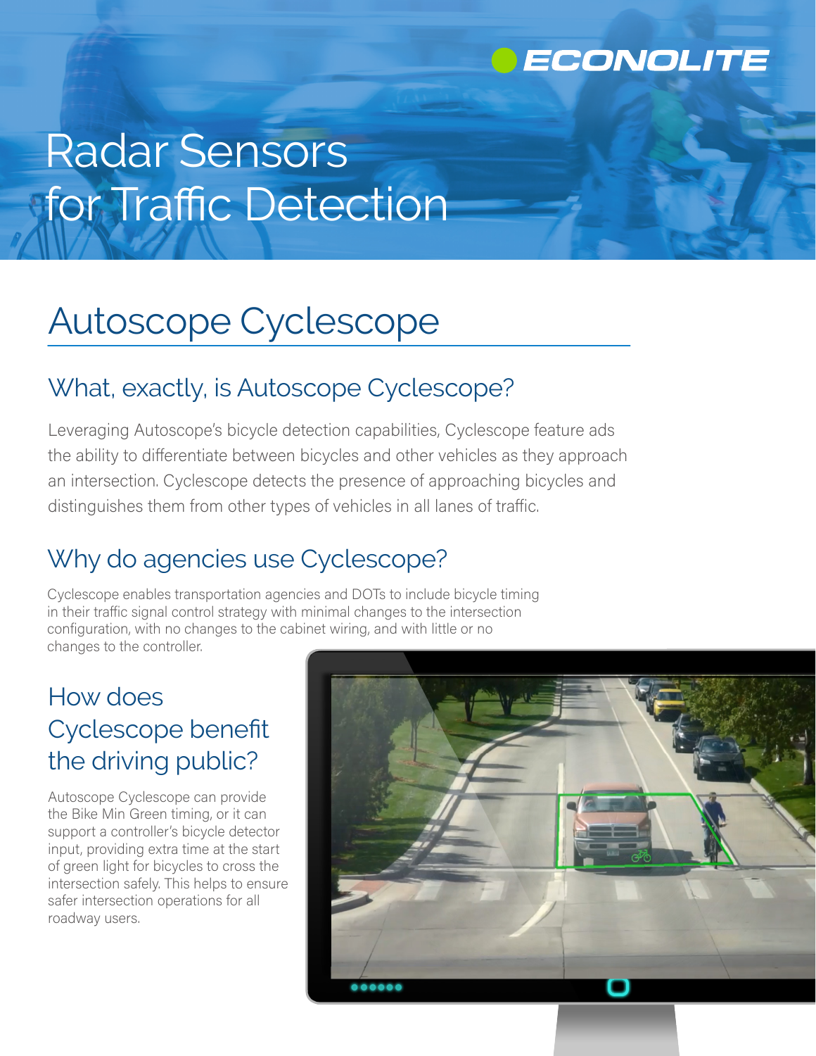ECONOLITE

# Radar Sensors for Traffic Detection

## Autoscope Cyclescope

### What, exactly, is Autoscope Cyclescope?

Leveraging Autoscope's bicycle detection capabilities, Cyclescope feature ads the ability to differentiate between bicycles and other vehicles as they approach an intersection. Cyclescope detects the presence of approaching bicycles and distinguishes them from other types of vehicles in all lanes of traffic.

### Why do agencies use Cyclescope?

Cyclescope enables transportation agencies and DOTs to include bicycle timing in their traffic signal control strategy with minimal changes to the intersection configuration, with no changes to the cabinet wiring, and with little or no changes to the controller.

### How does Cyclescope benefit the driving public?

Autoscope Cyclescope can provide the Bike Min Green timing, or it can support a controller's bicycle detector input, providing extra time at the start of green light for bicycles to cross the intersection safely. This helps to ensure safer intersection operations for all roadway users.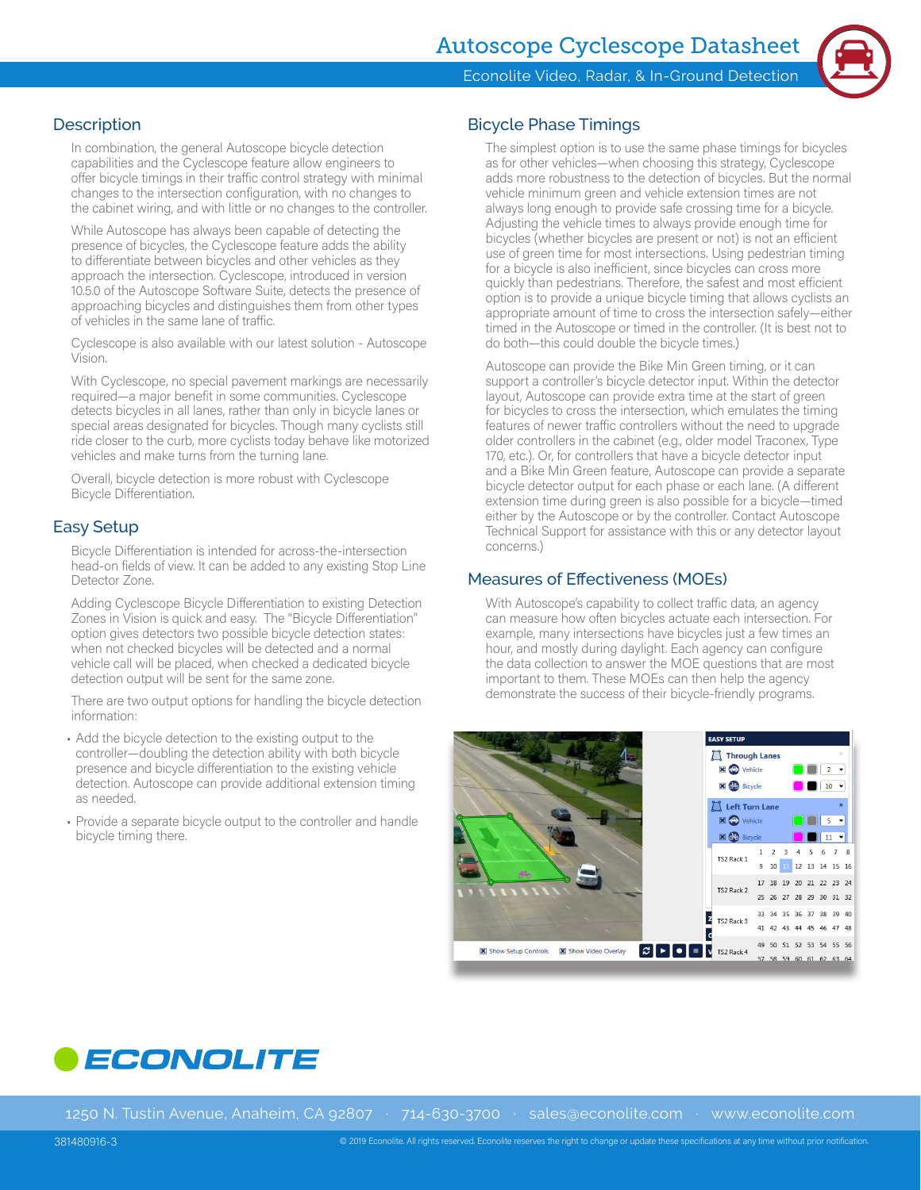## Description

In combination, the general Autoscope bicycle detection capabilities and the Cyclescope feature allow engineers to offer bicycle timings in their traffic control strategy with minimal changes to the intersection configuration, with no changes to the cabinet wiring, and with little or no changes to the controller.

While Autoscope has always been capable of detecting the presence of bicycles, the Cyclescope feature adds the ability to differentiate between bicycles and other vehicles as they approach the intersection. Cyclescope, introduced in version 10.5.0 of the Autoscope Software Suite, detects the presence of approaching bicycles and distinguishes them from other types of vehicles in the same lane of traffic.

Cyclescope is also available with our latest solution - Autoscope Vision.

With Cyclescope, no special pavement markings are necessarily required—a major benefit in some communities. Cyclescope detects bicycles in all lanes, rather than only in bicycle lanes or special areas designated for bicycles. Though many cyclists still ride closer to the curb, more cyclists today behave like motorized vehicles and make turns from the turning lane.

Overall, bicycle detection is more robust with Cyclescope Bicycle Differentiation.

## Easy Setup

Bicycle Differentiation is intended for across-the-intersection head-on fields of view. It can be added to any existing Stop Line Detector Zone.

Adding Cyclescope Bicycle Differentiation to existing Detection Zones in Vision is quick and easy. The "Bicycle Differentiation" option gives detectors two possible bicycle detection states: when not checked bicycles will be detected and a normal vehicle call will be placed, when checked a dedicated bicycle detection output will be sent for the same zone.

There are two output options for handling the bicycle detection information:

- Add the bicycle detection to the existing output to the controller—doubling the detection ability with both bicycle presence and bicycle differentiation to the existing vehicle detection. Autoscope can provide additional extension timing as needed.
- Provide a separate bicycle output to the controller and handle bicycle timing there.

## Bicycle Phase Timings

The simplest option is to use the same phase timings for bicycles as for other vehicles—when choosing this strategy, Cyclescope adds more robustness to the detection of bicycles. But the normal vehicle minimum green and vehicle extension times are not always long enough to provide safe crossing time for a bicycle. Adjusting the vehicle times to always provide enough time for bicycles (whether bicycles are present or not) is not an efficient use of green time for most intersections. Using pedestrian timing for a bicycle is also inefficient, since bicycles can cross more quickly than pedestrians. Therefore, the safest and most efficient option is to provide a unique bicycle timing that allows cyclists an appropriate amount of time to cross the intersection safely—either timed in the Autoscope or timed in the controller. (It is best not to do both—this could double the bicycle times.)

Autoscope can provide the Bike Min Green timing, or it can support a controller's bicycle detector input. Within the detector layout, Autoscope can provide extra time at the start of green for bicycles to cross the intersection, which emulates the timing features of newer traffic controllers without the need to upgrade older controllers in the cabinet (e.g., older model Traconex, Type 170, etc.). Or, for controllers that have a bicycle detector input and a Bike Min Green feature, Autoscope can provide a separate bicycle detector output for each phase or each lane. (A different extension time during green is also possible for a bicycle—timed either by the Autoscope or by the controller. Contact Autoscope Technical Support for assistance with this or any detector layout concerns.)

## Measures of Effectiveness (MOEs)

With Autoscope's capability to collect traffic data, an agency can measure how often bicycles actuate each intersection. For example, many intersections have bicycles just a few times an hour, and mostly during daylight. Each agency can configure the data collection to answer the MOE questions that are most important to them. These MOEs can then help the agency demonstrate the success of their bicycle-friendly programs.

EASY SETUP
Through Lanes
Vehicle 2
Bicycle 10
Left Turn Lane
Vehicle 5
Bicycle 11
TS2 Rack 1 1 2 3 4 5 6 7 8 9 10 11 12 13 14 15 16
TS2 Rack 2 17 18 19 20 21 22 23 24 25 26 27 28 29 30 31 32
TS2 Rack 3 33 34 35 36 37 38 39 40 41 42 43 44 45 46 47 48
TS2 Rack 4 49 50 51 52 53 54 55 56 57 58 59 60 61 62 63 64
Show Setup Controls
Show Video Overlay

ECONOLITE

1250 N. Tustin Avenue, Anaheim, CA 92807 · 714-630-3700 · sales@econolite.com · www.econolite.com

381480916-3

© 2019 Econolite. All rights reserved. Econolite reserves the right to change or update these specifications at any time without prior notification.